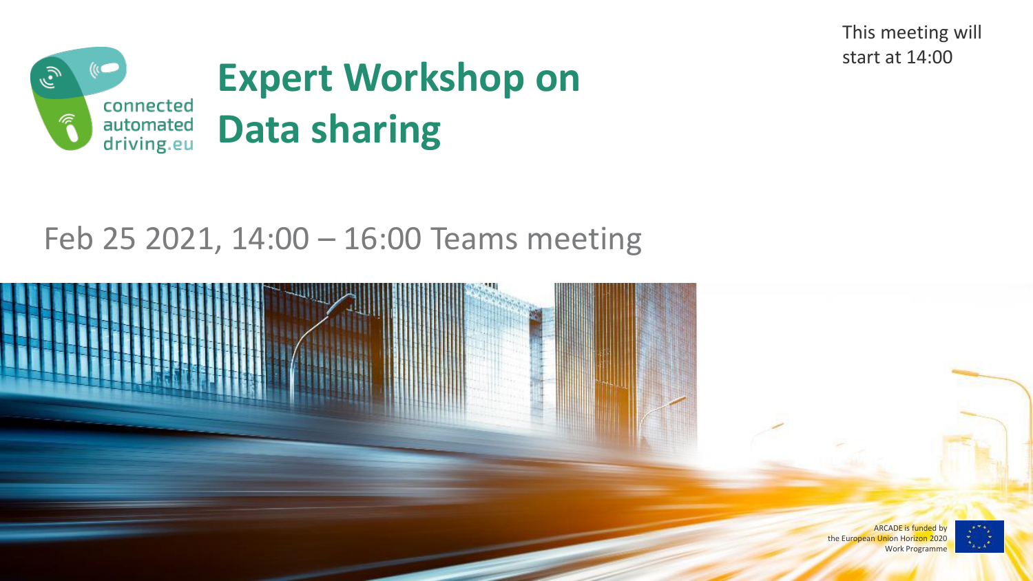This meeting will start at 14:00

connected automated driving.eu

# Expert Workshop on Data sharing

Feb 25 2021, 14:00 – 16:00 Teams meeting

ARCADE is funded by the European Union Horizon 2020 Work Programme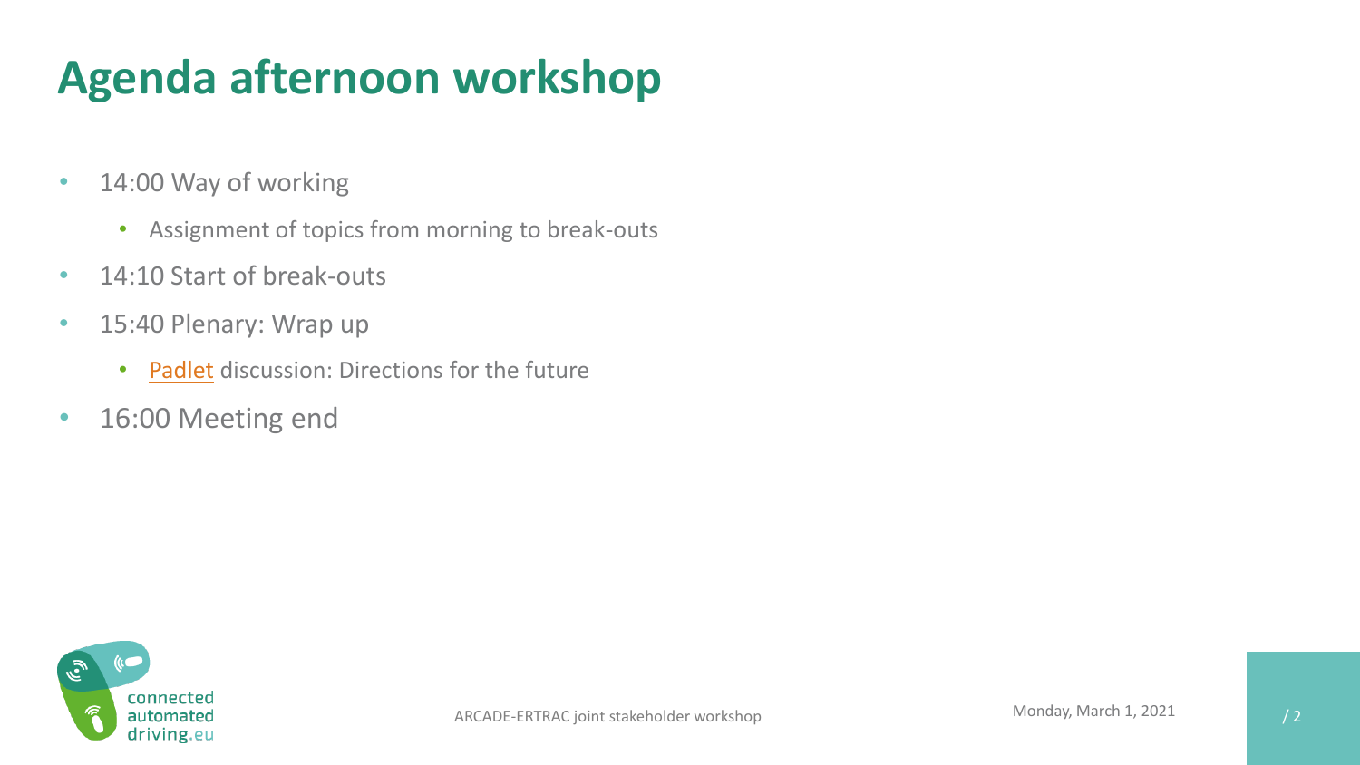# Agenda afternoon workshop

- 14:00 Way of working
  - Assignment of topics from morning to break-outs
- 14:10 Start of break-outs
- 15:40 Plenary: Wrap up
  - Padlet discussion: Directions for the future
- 16:00 Meeting end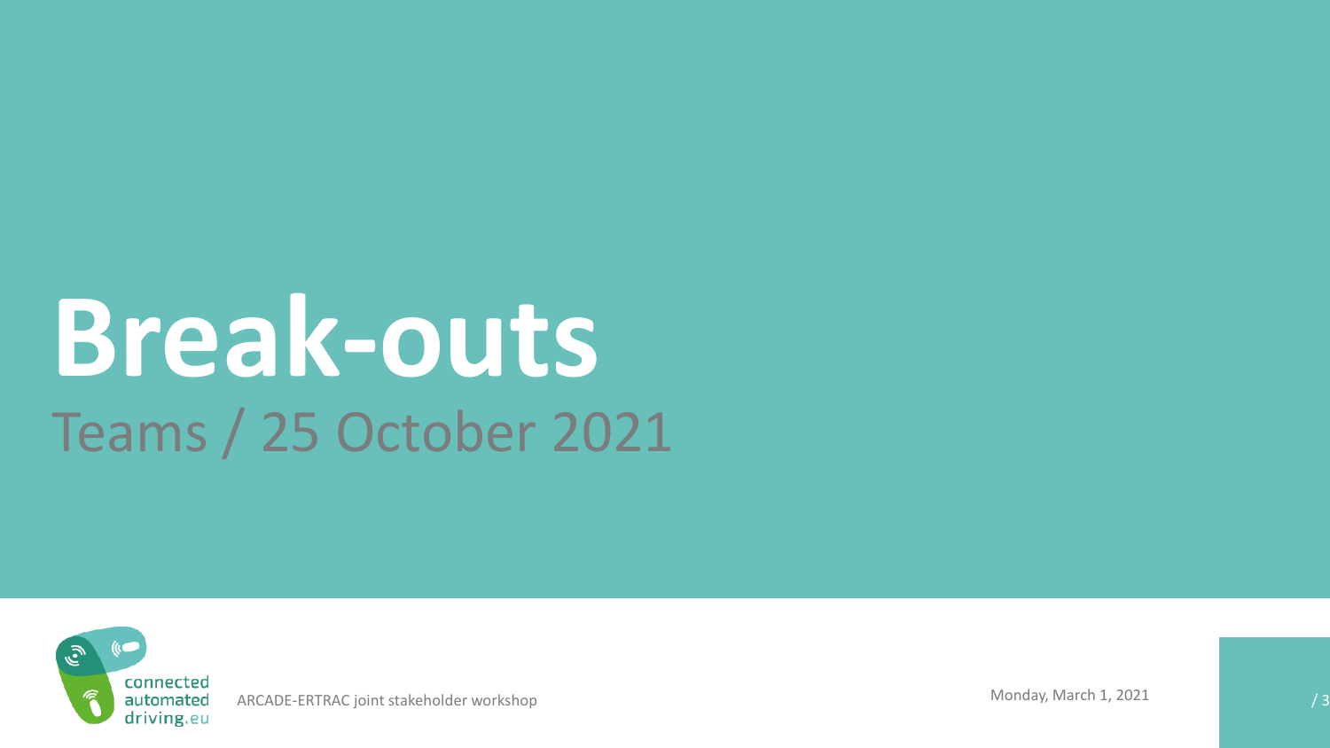# Break-outs

Teams / 25 October 2021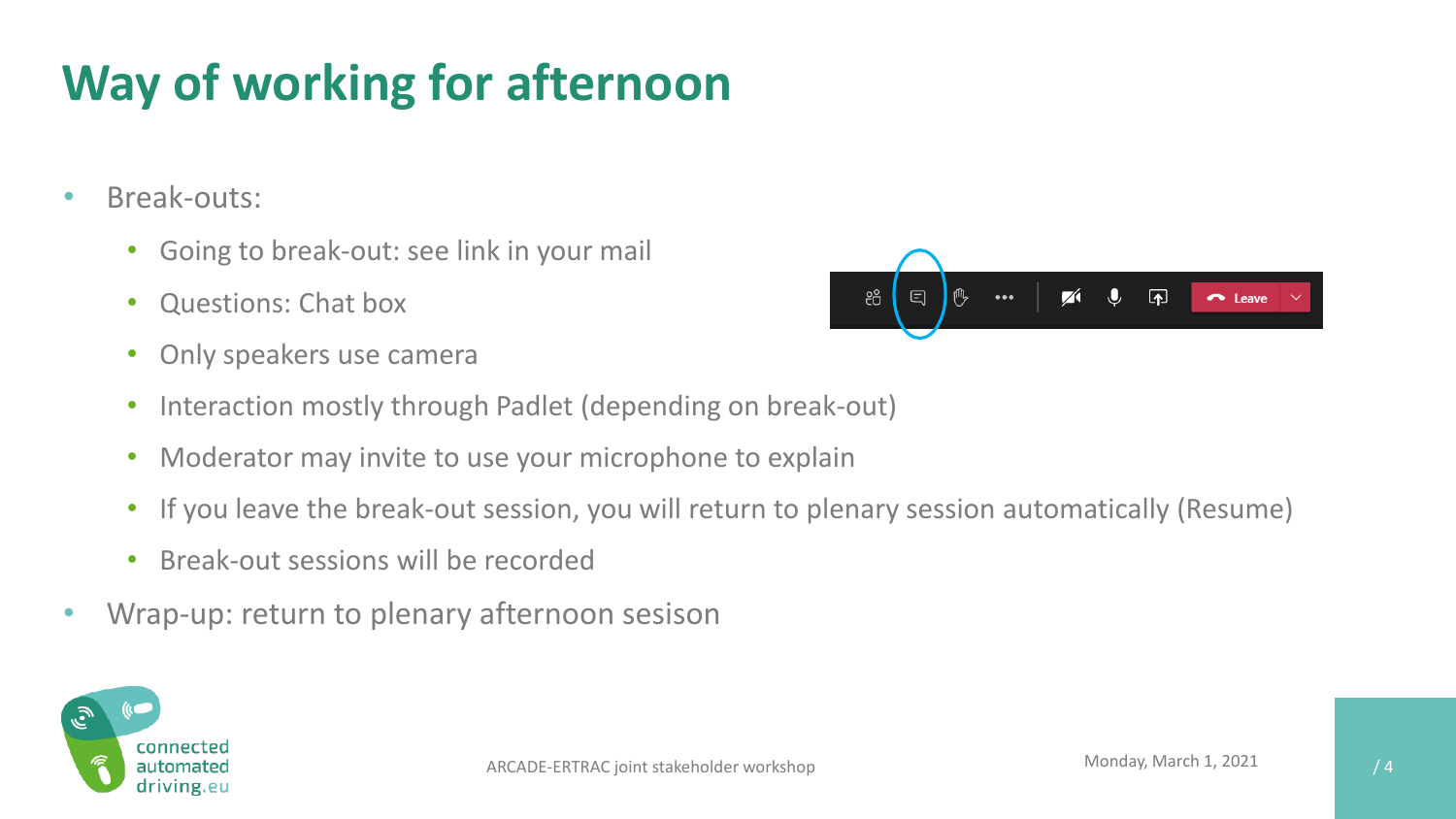# Way of working for afternoon

- Break-outs:
  - Going to break-out: see link in your mail
  - Questions: Chat box
  - Only speakers use camera
  - Interaction mostly through Padlet (depending on break-out)
  - Moderator may invite to use your microphone to explain
  - If you leave the break-out session, you will return to plenary session automatically (Resume)
  - Break-out sessions will be recorded
- Wrap-up: return to plenary afternoon sesison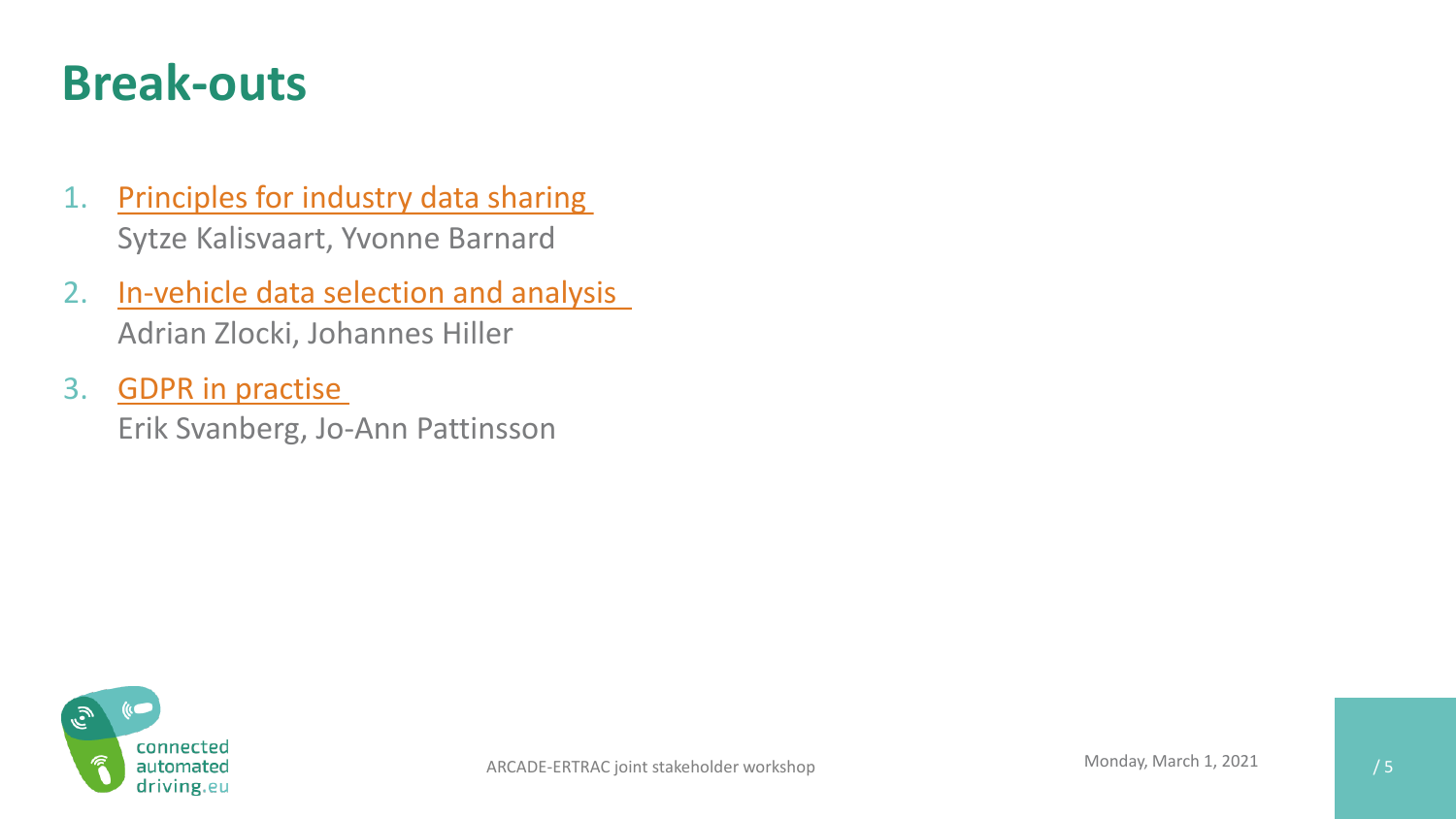# Break-outs

1. Principles for industry data sharing
   Sytze Kalisvaart, Yvonne Barnard
2. In-vehicle data selection and analysis
   Adrian Zlocki, Johannes Hiller
3. GDPR in practise
   Erik Svanberg, Jo-Ann Pattinsson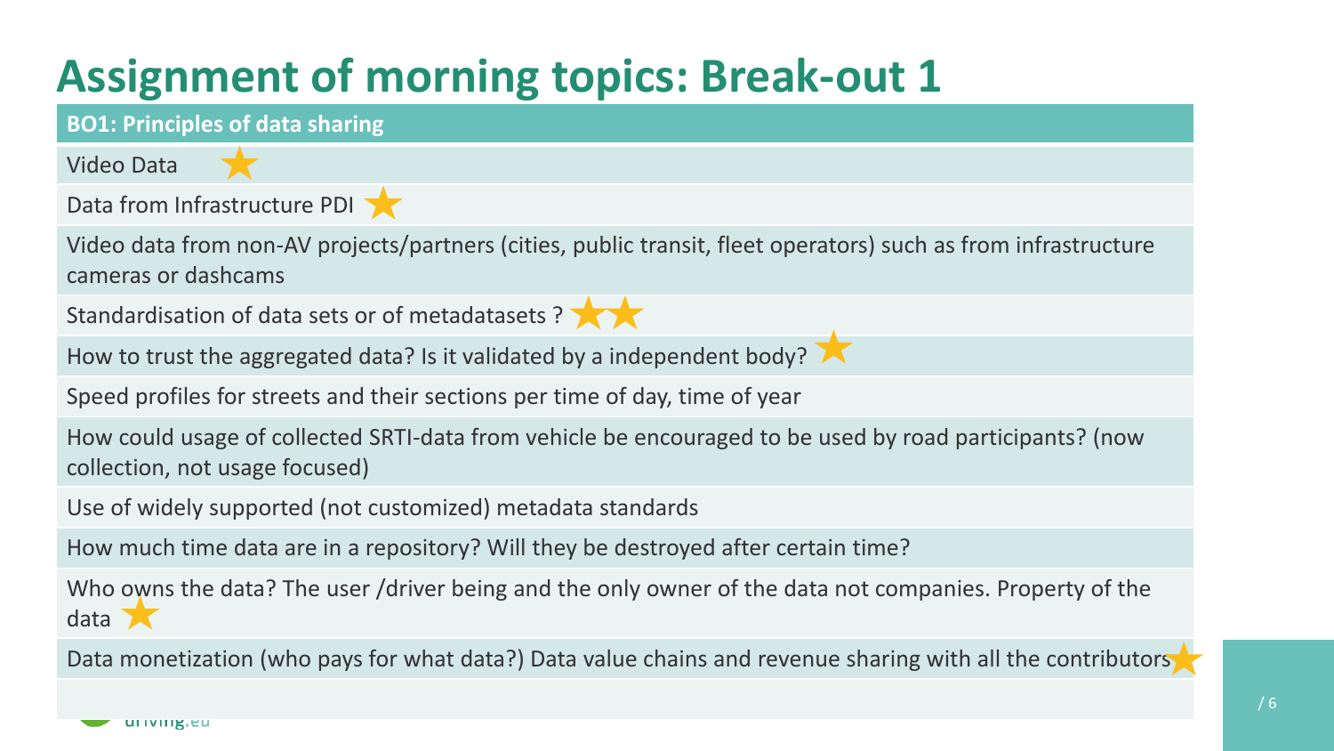# Assignment of morning topics: Break-out 1

| **BO1: Principles of data sharing** |
|---|
| Video Data ★ |
| Data from Infrastructure PDI ★ |
| Video data from non-AV projects/partners (cities, public transit, fleet operators) such as from infrastructure cameras or dashcams |
| Standardisation of data sets or of metadatasets ? ★★ |
| How to trust the aggregated data? Is it validated by a independent body? ★ |
| Speed profiles for streets and their sections per time of day, time of year |
| How could usage of collected SRTI-data from vehicle be encouraged to be used by road participants? (now collection, not usage focused) |
| Use of widely supported (not customized) metadata standards |
| How much time data are in a repository? Will they be destroyed after certain time? |
| Who owns the data? The user /driver being and the only owner of the data not companies. Property of the data ★ |
| Data monetization (who pays for what data?) Data value chains and revenue sharing with all the contributors ★ |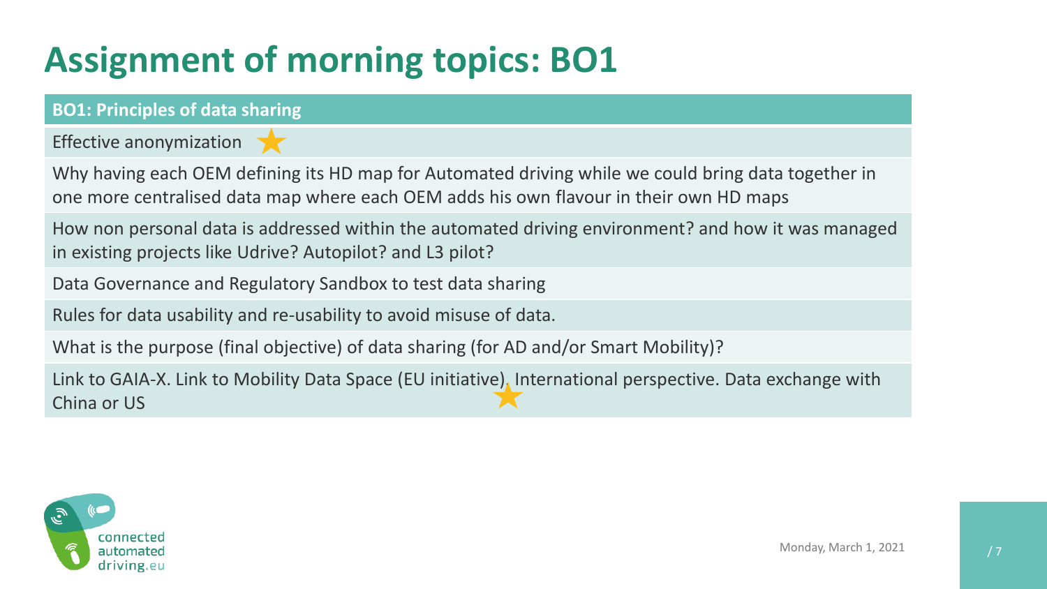# Assignment of morning topics: BO1

| BO1: Principles of data sharing |
| --- |
| Effective anonymization ★ |
| Why having each OEM defining its HD map for Automated driving while we could bring data together in one more centralised data map where each OEM adds his own flavour in their own HD maps |
| How non personal data is addressed within the automated driving environment? and how it was managed in existing projects like Udrive? Autopilot? and L3 pilot? |
| Data Governance and Regulatory Sandbox to test data sharing |
| Rules for data usability and re-usability to avoid misuse of data. |
| What is the purpose (final objective) of data sharing (for AD and/or Smart Mobility)? |
| Link to GAIA-X. Link to Mobility Data Space (EU initiative). International perspective. Data exchange with China or US ★ |

Monday, March 1, 2021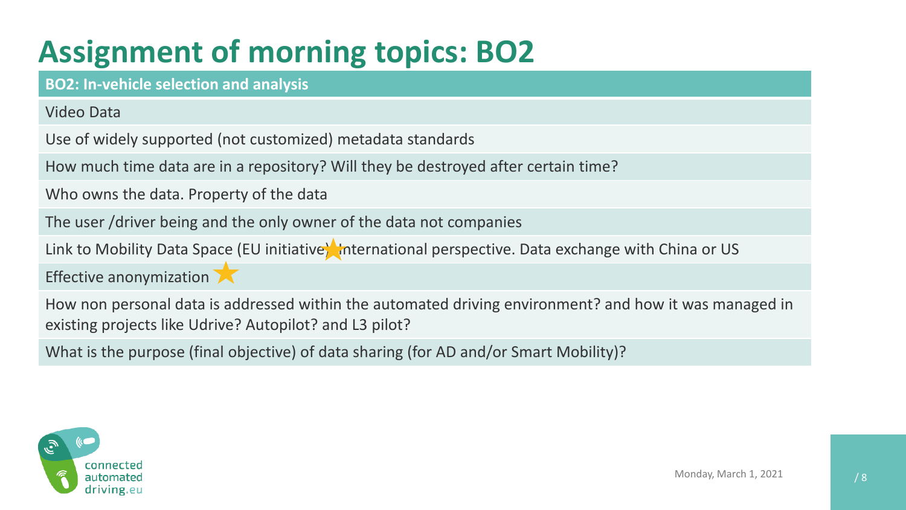# Assignment of morning topics: BO2

| BO2: In-vehicle selection and analysis |
|---|
| Video Data |
| Use of widely supported (not customized) metadata standards |
| How much time data are in a repository? Will they be destroyed after certain time? |
| Who owns the data. Property of the data |
| The user /driver being and the only owner of the data not companies |
| Link to Mobility Data Space (EU initiative) International perspective. Data exchange with China or US ★ |
| Effective anonymization ★ |
| How non personal data is addressed within the automated driving environment? and how it was managed in existing projects like Udrive? Autopilot? and L3 pilot? |
| What is the purpose (final objective) of data sharing (for AD and/or Smart Mobility)? |

connected automated driving.eu

Monday, March 1, 2021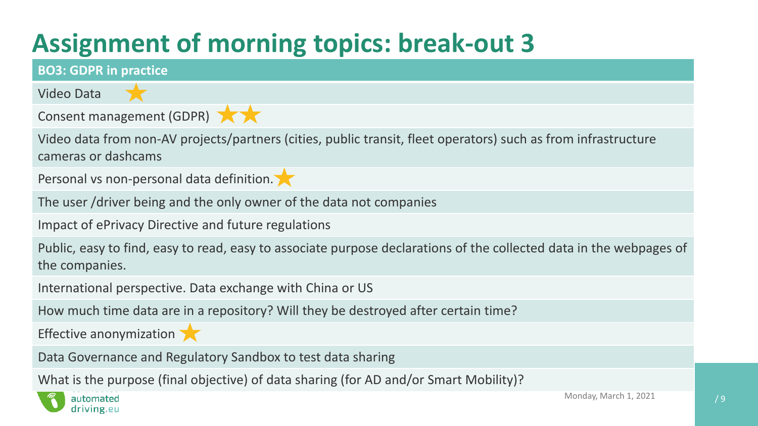# Assignment of morning topics: break-out 3

| BO3: GDPR in practice |
| --- |
| Video Data ★ |
| Consent management (GDPR) ★★ |
| Video data from non-AV projects/partners (cities, public transit, fleet operators) such as from infrastructure cameras or dashcams |
| Personal vs non-personal data definition. ★ |
| The user /driver being and the only owner of the data not companies |
| Impact of ePrivacy Directive and future regulations |
| Public, easy to find, easy to read, easy to associate purpose declarations of the collected data in the webpages of the companies. |
| International perspective. Data exchange with China or US |
| How much time data are in a repository? Will they be destroyed after certain time? |
| Effective anonymization ★ |
| Data Governance and Regulatory Sandbox to test data sharing |
| What is the purpose (final objective) of data sharing (for AD and/or Smart Mobility)? |

Monday, March 1, 2021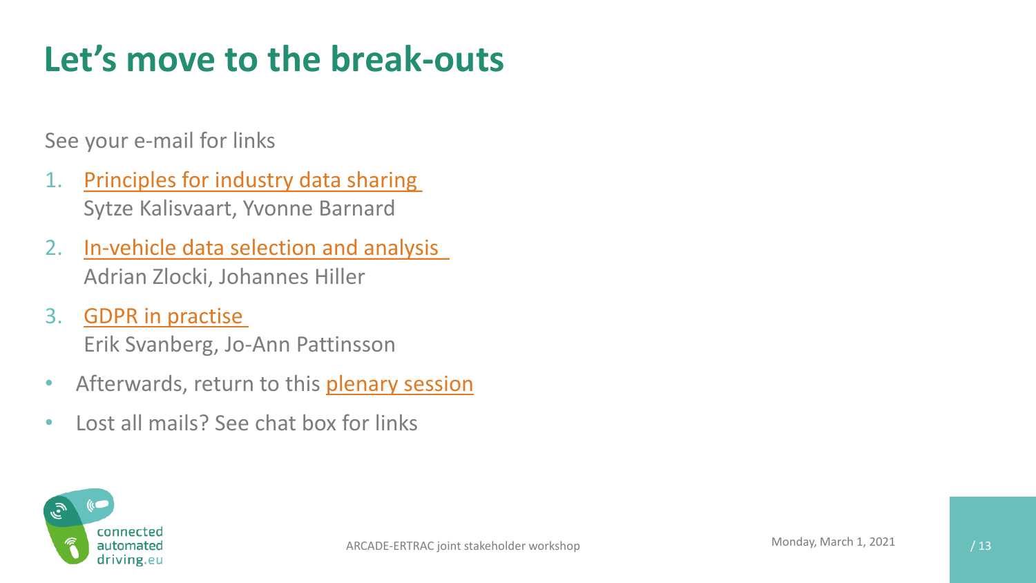# Let's move to the break-outs

See your e-mail for links

1. Principles for industry data sharing
   Sytze Kalisvaart, Yvonne Barnard
2. In-vehicle data selection and analysis
   Adrian Zlocki, Johannes Hiller
3. GDPR in practise
   Erik Svanberg, Jo-Ann Pattinsson

- Afterwards, return to this plenary session
- Lost all mails? See chat box for links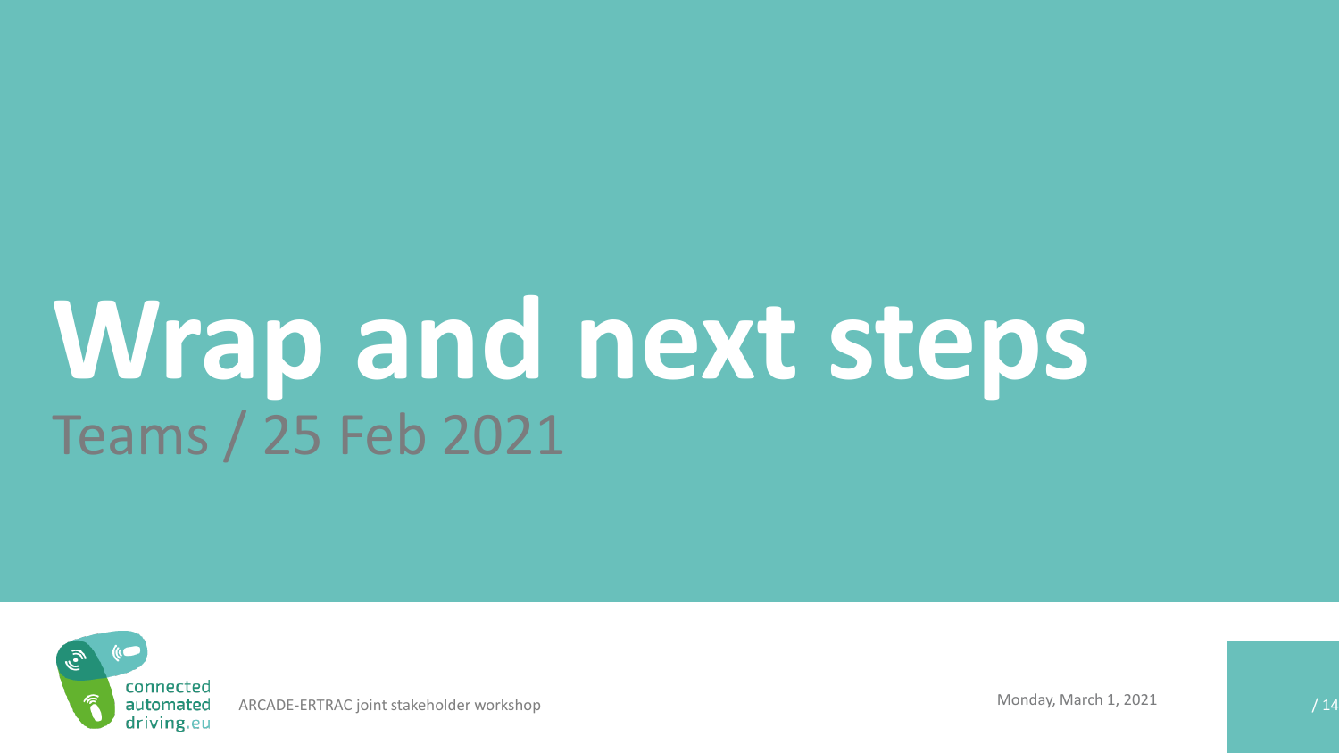# Wrap and next steps

Teams / 25 Feb 2021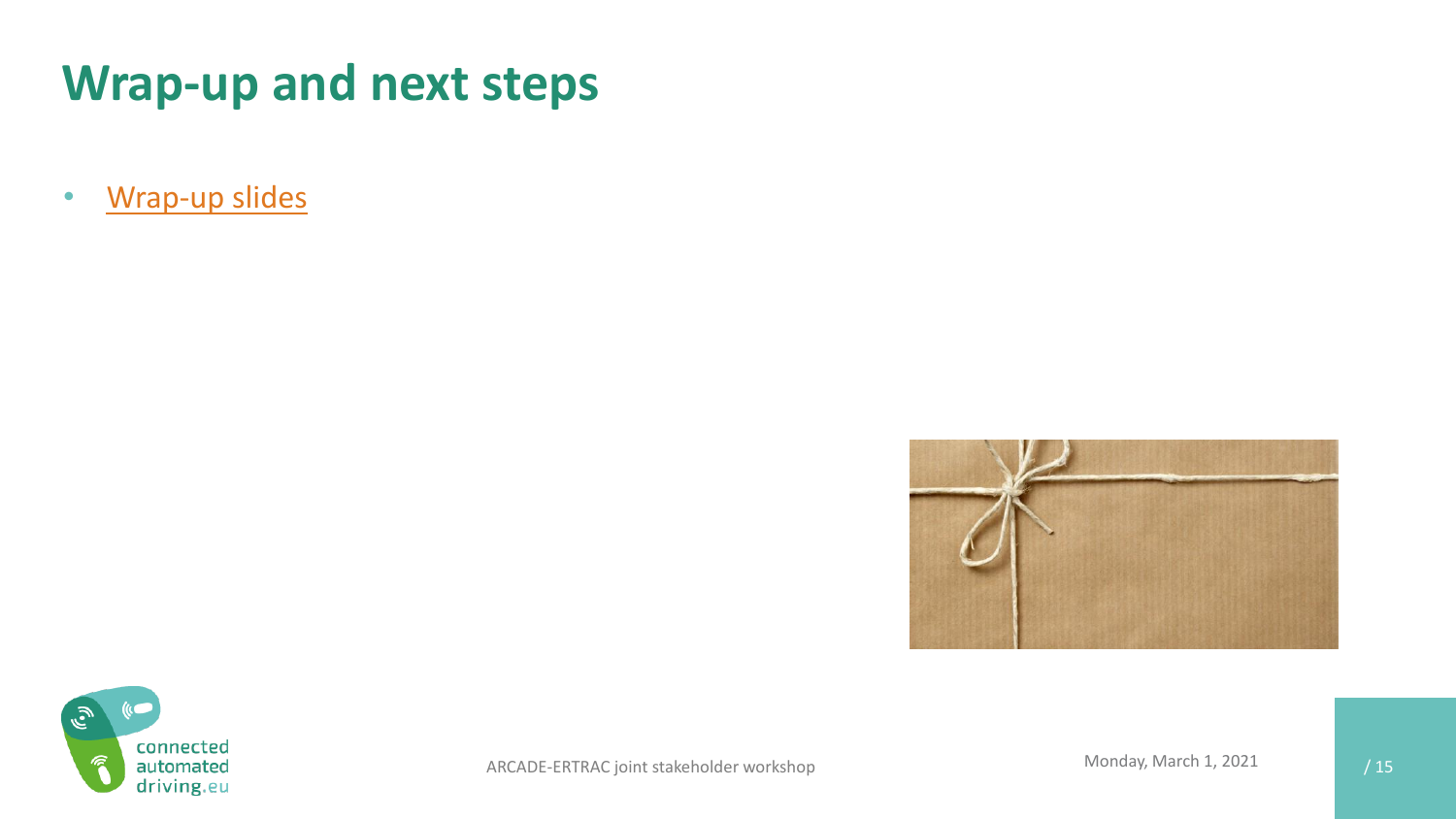# Wrap-up and next steps

- Wrap-up slides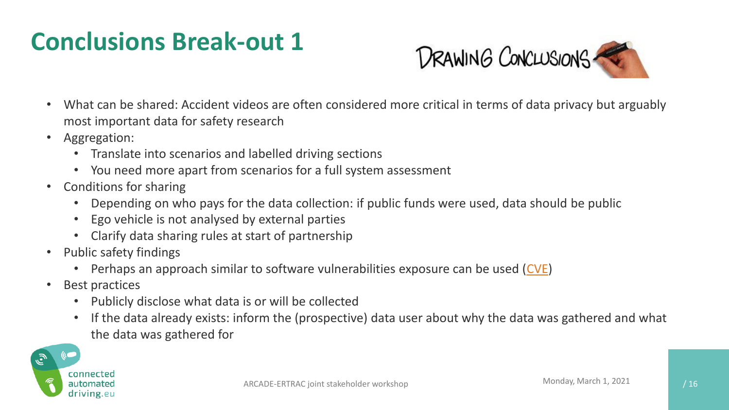# Conclusions Break-out 1

- What can be shared: Accident videos are often considered more critical in terms of data privacy but arguably most important data for safety research
- Aggregation:
  - Translate into scenarios and labelled driving sections
  - You need more apart from scenarios for a full system assessment
- Conditions for sharing
  - Depending on who pays for the data collection: if public funds were used, data should be public
  - Ego vehicle is not analysed by external parties
  - Clarify data sharing rules at start of partnership
- Public safety findings
  - Perhaps an approach similar to software vulnerabilities exposure can be used (CVE)
- Best practices
  - Publicly disclose what data is or will be collected
  - If the data already exists: inform the (prospective) data user about why the data was gathered and what the data was gathered for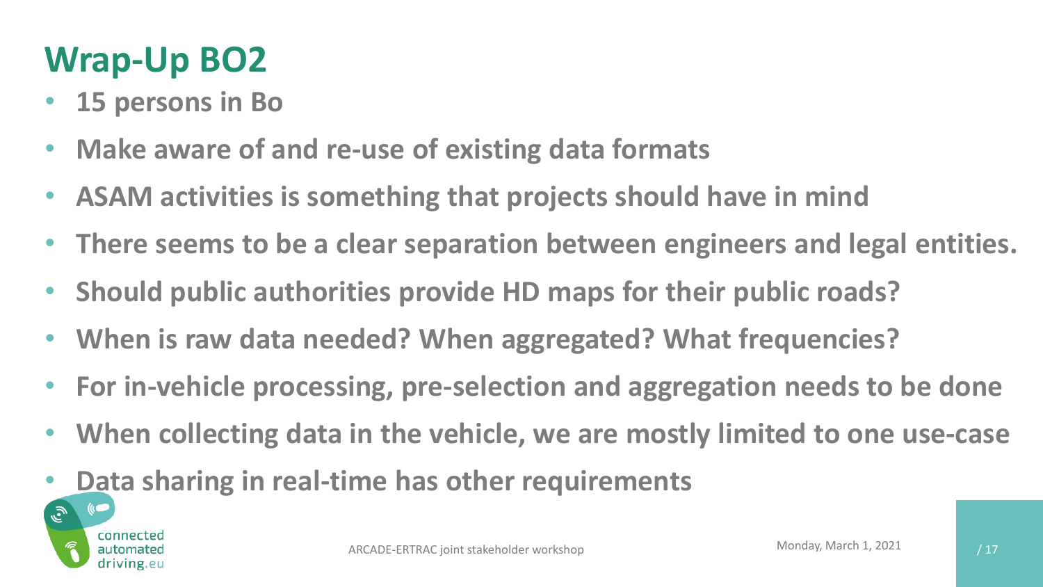# Wrap-Up BO2

- **15 persons in Bo**
- **Make aware of and re-use of existing data formats**
- **ASAM activities is something that projects should have in mind**
- **There seems to be a clear separation between engineers and legal entities.**
- **Should public authorities provide HD maps for their public roads?**
- **When is raw data needed? When aggregated? What frequencies?**
- **For in-vehicle processing, pre-selection and aggregation needs to be done**
- **When collecting data in the vehicle, we are mostly limited to one use-case**
- **Data sharing in real-time has other requirements**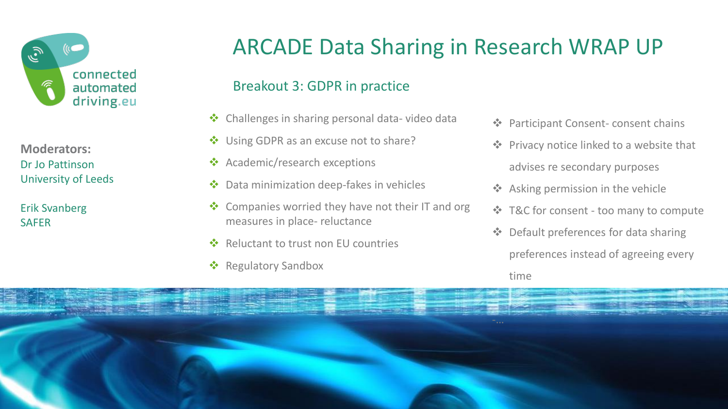# ARCADE Data Sharing in Research WRAP UP

## Breakout 3: GDPR in practice

**Moderators:**
Dr Jo Pattinson
University of Leeds

Erik Svanberg
SAFER

- Challenges in sharing personal data- video data
- Using GDPR as an excuse not to share?
- Academic/research exceptions
- Data minimization deep-fakes in vehicles
- Companies worried they have not their IT and org measures in place- reluctance
- Reluctant to trust non EU countries
- Regulatory Sandbox
- Participant Consent- consent chains
- Privacy notice linked to a website that advises re secondary purposes
- Asking permission in the vehicle
- T&C for consent - too many to compute
- Default preferences for data sharing preferences instead of agreeing every time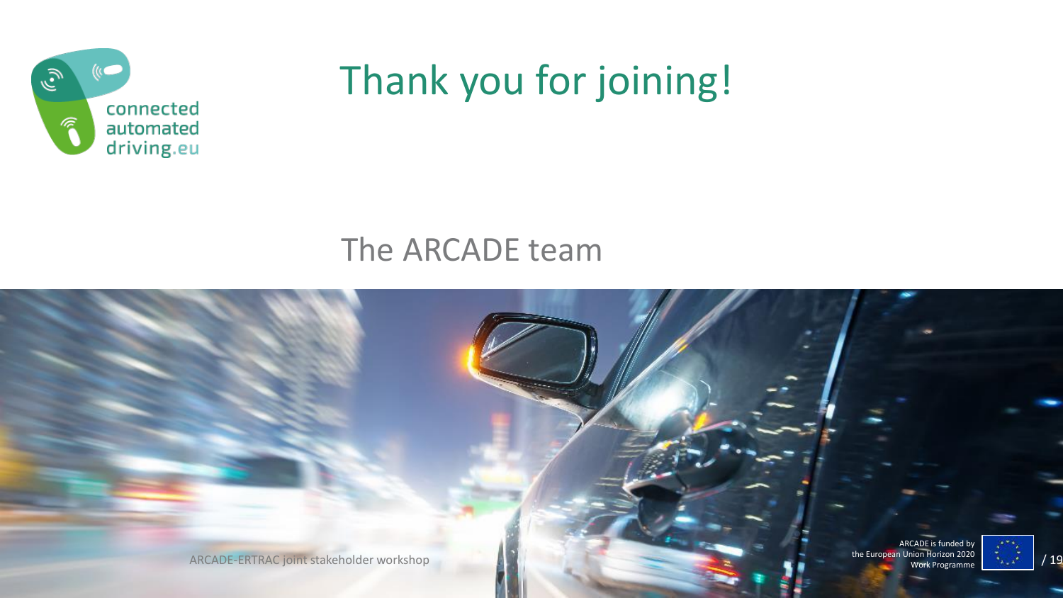# Thank you for joining!

The ARCADE team